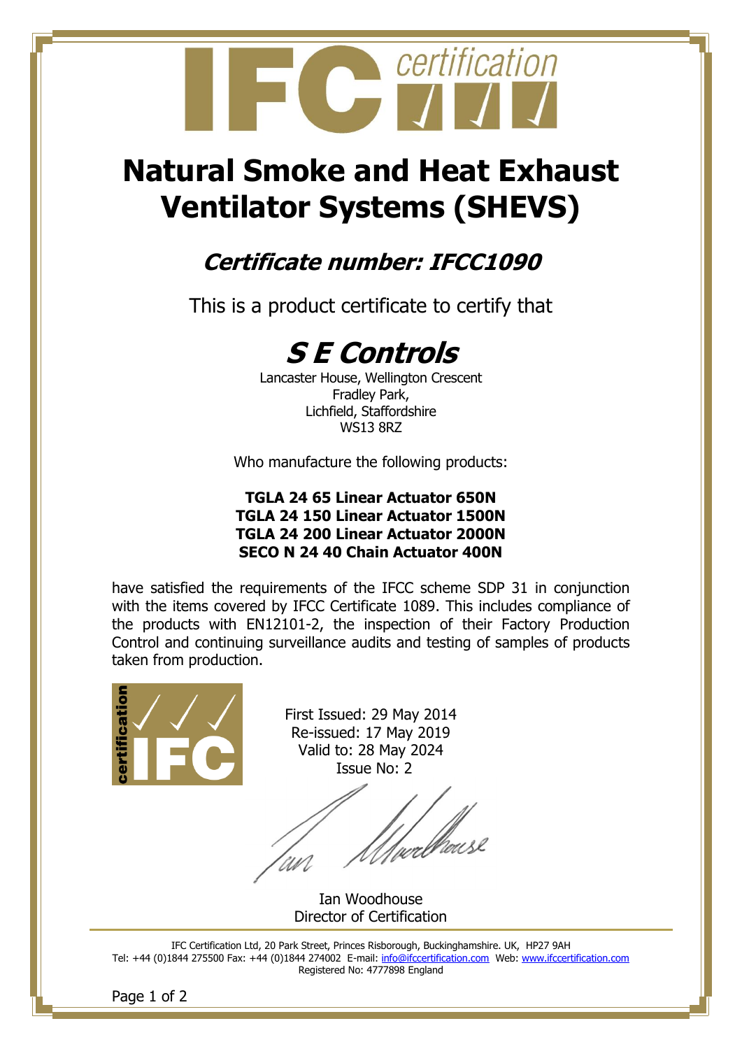# Natural Smoke and Heat Exhaust Ventilator Systems (SHEVS)

## *Certificate number: IFCC1090*

This is a product certificate to certify that

## *S E Controls*

Lancaster House, Wellington Crescent
Fradley Park,
Lichfield, Staffordshire
WS13 8RZ

Who manufacture the following products:

**TGLA 24 65 Linear Actuator 650N**
**TGLA 24 150 Linear Actuator 1500N**
**TGLA 24 200 Linear Actuator 2000N**
**SECO N 24 40 Chain Actuator 400N**

have satisfied the requirements of the IFCC scheme SDP 31 in conjunction with the items covered by IFCC Certificate 1089. This includes compliance of the products with EN12101-2, the inspection of their Factory Production Control and continuing surveillance audits and testing of samples of products taken from production.

First Issued: 29 May 2014
Re-issued: 17 May 2019
Valid to: 28 May 2024
Issue No: 2

Ian Woodhouse
Director of Certification

IFC Certification Ltd, 20 Park Street, Princes Risborough, Buckinghamshire. UK, HP27 9AH
Tel: +44 (0)1844 275500 Fax: +44 (0)1844 274002 E-mail: info@ifccertification.com Web: www.ifccertification.com
Registered No: 4777898 England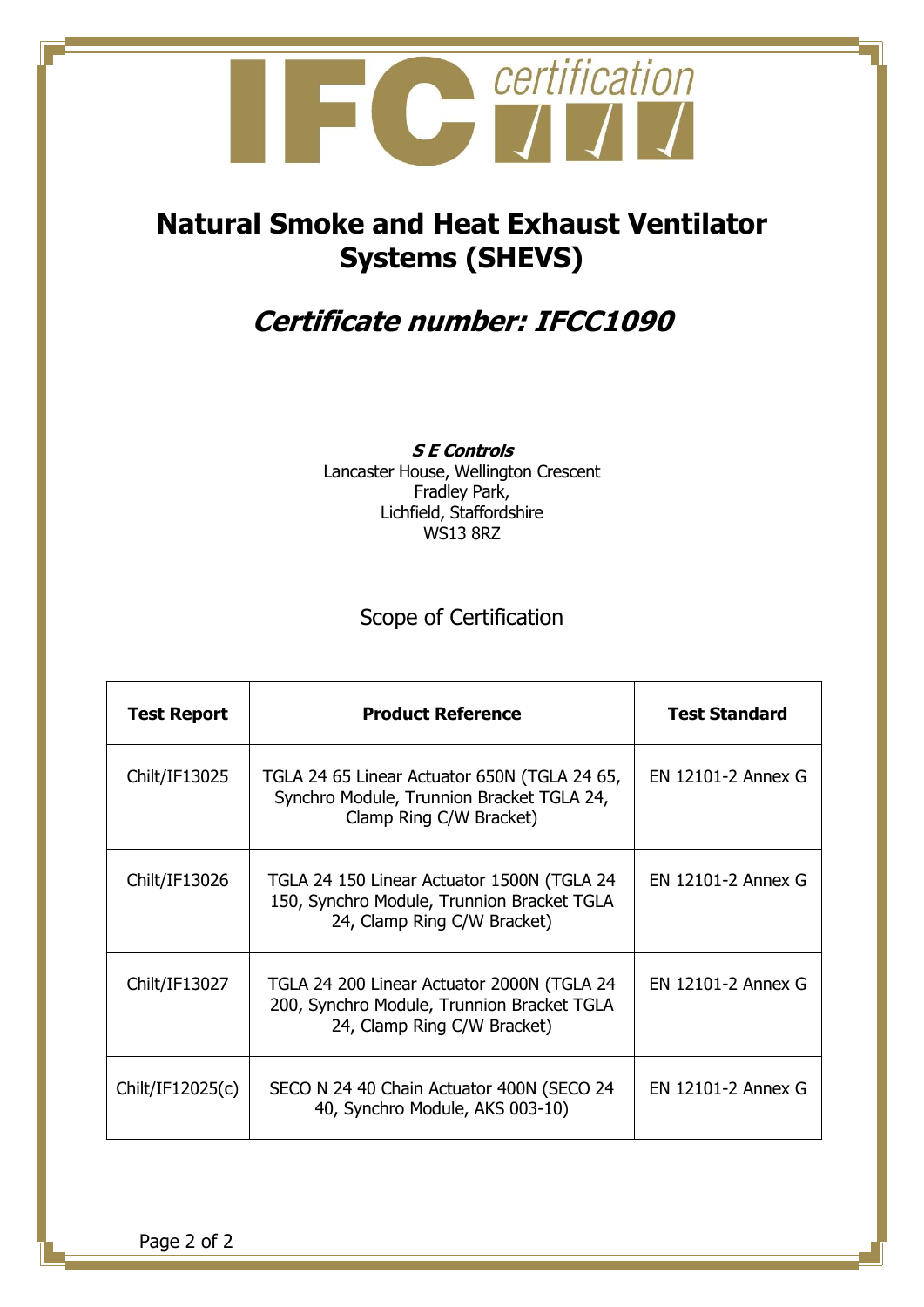# Natural Smoke and Heat Exhaust Ventilator Systems (SHEVS)

## *Certificate number: IFCC1090*

***S E Controls***
Lancaster House, Wellington Crescent
Fradley Park,
Lichfield, Staffordshire
WS13 8RZ

Scope of Certification

| Test Report | Product Reference | Test Standard |
|---|---|---|
| Chilt/IF13025 | TGLA 24 65 Linear Actuator 650N (TGLA 24 65, Synchro Module, Trunnion Bracket TGLA 24, Clamp Ring C/W Bracket) | EN 12101-2 Annex G |
| Chilt/IF13026 | TGLA 24 150 Linear Actuator 1500N (TGLA 24 150, Synchro Module, Trunnion Bracket TGLA 24, Clamp Ring C/W Bracket) | EN 12101-2 Annex G |
| Chilt/IF13027 | TGLA 24 200 Linear Actuator 2000N (TGLA 24 200, Synchro Module, Trunnion Bracket TGLA 24, Clamp Ring C/W Bracket) | EN 12101-2 Annex G |
| Chilt/IF12025(c) | SECO N 24 40 Chain Actuator 400N (SECO 24 40, Synchro Module, AKS 003-10) | EN 12101-2 Annex G |